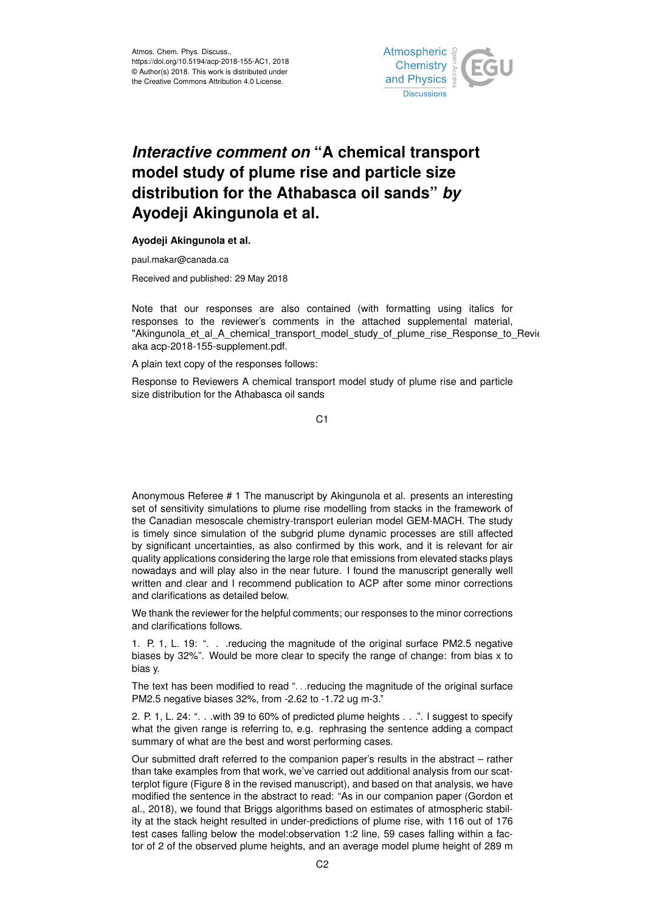Atmos. Chem. Phys. Discuss.,
https://doi.org/10.5194/acp-2018-155-AC1, 2018
© Author(s) 2018. This work is distributed under
the Creative Commons Attribution 4.0 License.

# *Interactive comment on* "A chemical transport model study of plume rise and particle size distribution for the Athabasca oil sands" *by* Ayodeji Akingunola et al.

**Ayodeji Akingunola et al.**

paul.makar@canada.ca

Received and published: 29 May 2018

Note that our responses are also contained (with formatting using italics for responses to the reviewer's comments in the attached supplemental material, "Akingunola_et_al_A_chemical_transport_model_study_of_plume_rise_Response_to_Revie aka acp-2018-155-supplement.pdf.

A plain text copy of the responses follows:

Response to Reviewers A chemical transport model study of plume rise and particle size distribution for the Athabasca oil sands

Anonymous Referee # 1 The manuscript by Akingunola et al. presents an interesting set of sensitivity simulations to plume rise modelling from stacks in the framework of the Canadian mesoscale chemistry-transport eulerian model GEM-MACH. The study is timely since simulation of the subgrid plume dynamic processes are still affected by significant uncertainties, as also confirmed by this work, and it is relevant for air quality applications considering the large role that emissions from elevated stacks plays nowadays and will play also in the near future. I found the manuscript generally well written and clear and I recommend publication to ACP after some minor corrections and clarifications as detailed below.

We thank the reviewer for the helpful comments; our responses to the minor corrections and clarifications follows.

1. P. 1, L. 19: ". . .reducing the magnitude of the original surface PM2.5 negative biases by 32%". Would be more clear to specify the range of change: from bias x to bias y.

The text has been modified to read "...reducing the magnitude of the original surface PM2.5 negative biases 32%, from -2.62 to -1.72 ug m-3."

2. P. 1, L. 24: ". . .with 39 to 60% of predicted plume heights . . .". I suggest to specify what the given range is referring to, e.g. rephrasing the sentence adding a compact summary of what are the best and worst performing cases.

Our submitted draft referred to the companion paper's results in the abstract – rather than take examples from that work, we've carried out additional analysis from our scatterplot figure (Figure 8 in the revised manuscript), and based on that analysis, we have modified the sentence in the abstract to read: "As in our companion paper (Gordon et al., 2018), we found that Briggs algorithms based on estimates of atmospheric stability at the stack height resulted in under-predictions of plume rise, with 116 out of 176 test cases falling below the model:observation 1:2 line, 59 cases falling within a factor of 2 of the observed plume heights, and an average model plume height of 289 m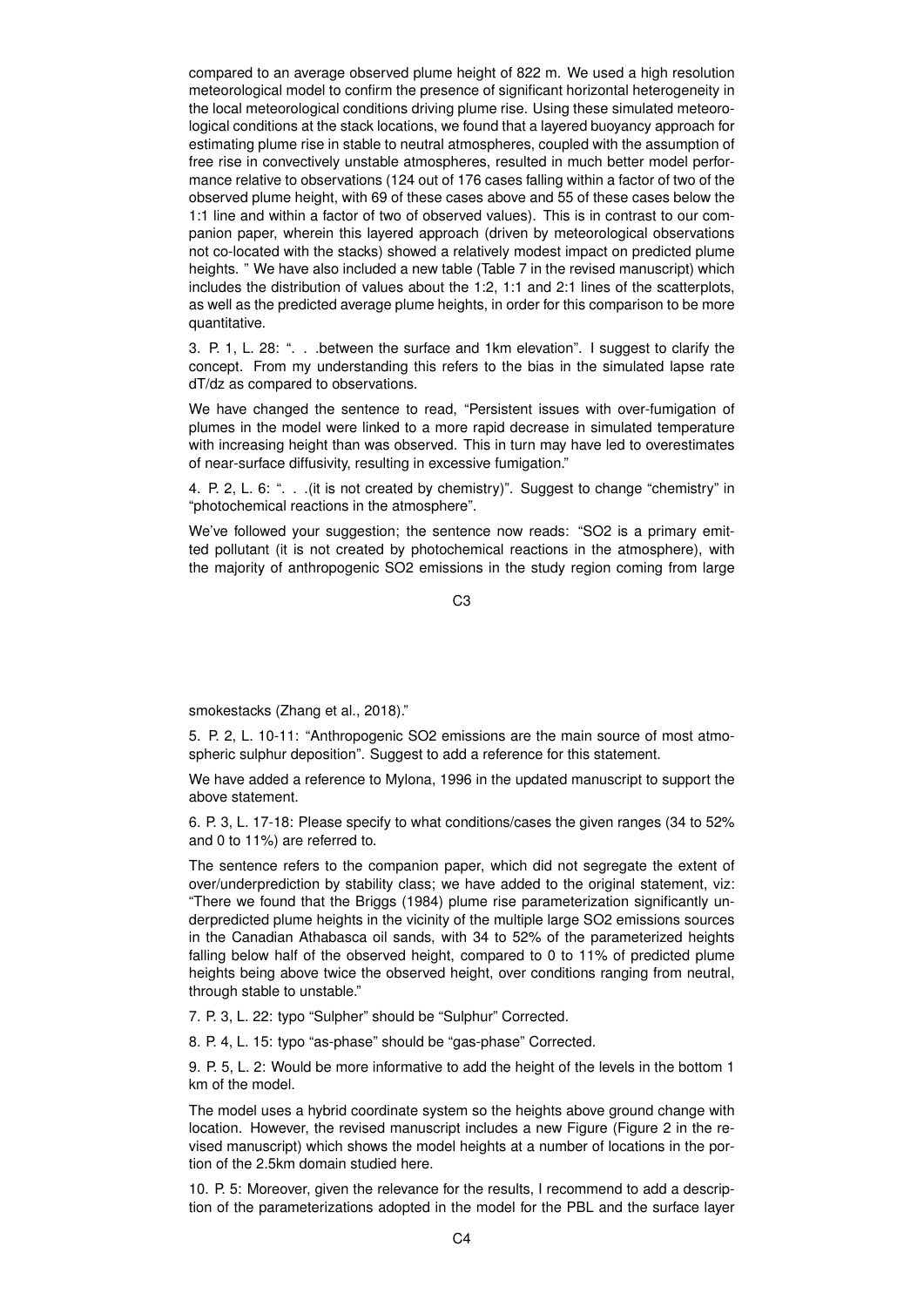compared to an average observed plume height of 822 m. We used a high resolution meteorological model to confirm the presence of significant horizontal heterogeneity in the local meteorological conditions driving plume rise. Using these simulated meteorological conditions at the stack locations, we found that a layered buoyancy approach for estimating plume rise in stable to neutral atmospheres, coupled with the assumption of free rise in convectively unstable atmospheres, resulted in much better model performance relative to observations (124 out of 176 cases falling within a factor of two of the observed plume height, with 69 of these cases above and 55 of these cases below the 1:1 line and within a factor of two of observed values). This is in contrast to our companion paper, wherein this layered approach (driven by meteorological observations not co-located with the stacks) showed a relatively modest impact on predicted plume heights. " We have also included a new table (Table 7 in the revised manuscript) which includes the distribution of values about the 1:2, 1:1 and 2:1 lines of the scatterplots, as well as the predicted average plume heights, in order for this comparison to be more quantitative.

3. P. 1, L. 28: ". . .between the surface and 1km elevation". I suggest to clarify the concept. From my understanding this refers to the bias in the simulated lapse rate dT/dz as compared to observations.

We have changed the sentence to read, "Persistent issues with over-fumigation of plumes in the model were linked to a more rapid decrease in simulated temperature with increasing height than was observed. This in turn may have led to overestimates of near-surface diffusivity, resulting in excessive fumigation."

4. P. 2, L. 6: ". . .(it is not created by chemistry)". Suggest to change "chemistry" in "photochemical reactions in the atmosphere".

We've followed your suggestion; the sentence now reads: "$SO_2$ is a primary emitted pollutant (it is not created by photochemical reactions in the atmosphere), with the majority of anthropogenic $SO_2$ emissions in the study region coming from large smokestacks (Zhang et al., 2018)."

5. P. 2, L. 10-11: "Anthropogenic $SO_2$ emissions are the main source of most atmospheric sulphur deposition". Suggest to add a reference for this statement.

We have added a reference to Mylona, 1996 in the updated manuscript to support the above statement.

6. P. 3, L. 17-18: Please specify to what conditions/cases the given ranges (34 to 52% and 0 to 11%) are referred to.

The sentence refers to the companion paper, which did not segregate the extent of over/underprediction by stability class; we have added to the original statement, viz: "There we found that the Briggs (1984) plume rise parameterization significantly underpredicted plume heights in the vicinity of the multiple large $SO_2$ emissions sources in the Canadian Athabasca oil sands, with 34 to 52% of the parameterized heights falling below half of the observed height, compared to 0 to 11% of predicted plume heights being above twice the observed height, over conditions ranging from neutral, through stable to unstable."

7. P. 3, L. 22: typo "Sulpher" should be "Sulphur" Corrected.

8. P. 4, L. 15: typo "as-phase" should be "gas-phase" Corrected.

9. P. 5, L. 2: Would be more informative to add the height of the levels in the bottom 1 km of the model.

The model uses a hybrid coordinate system so the heights above ground change with location. However, the revised manuscript includes a new Figure (Figure 2 in the revised manuscript) which shows the model heights at a number of locations in the portion of the 2.5km domain studied here.

10. P. 5: Moreover, given the relevance for the results, I recommend to add a description of the parameterizations adopted in the model for the PBL and the surface layer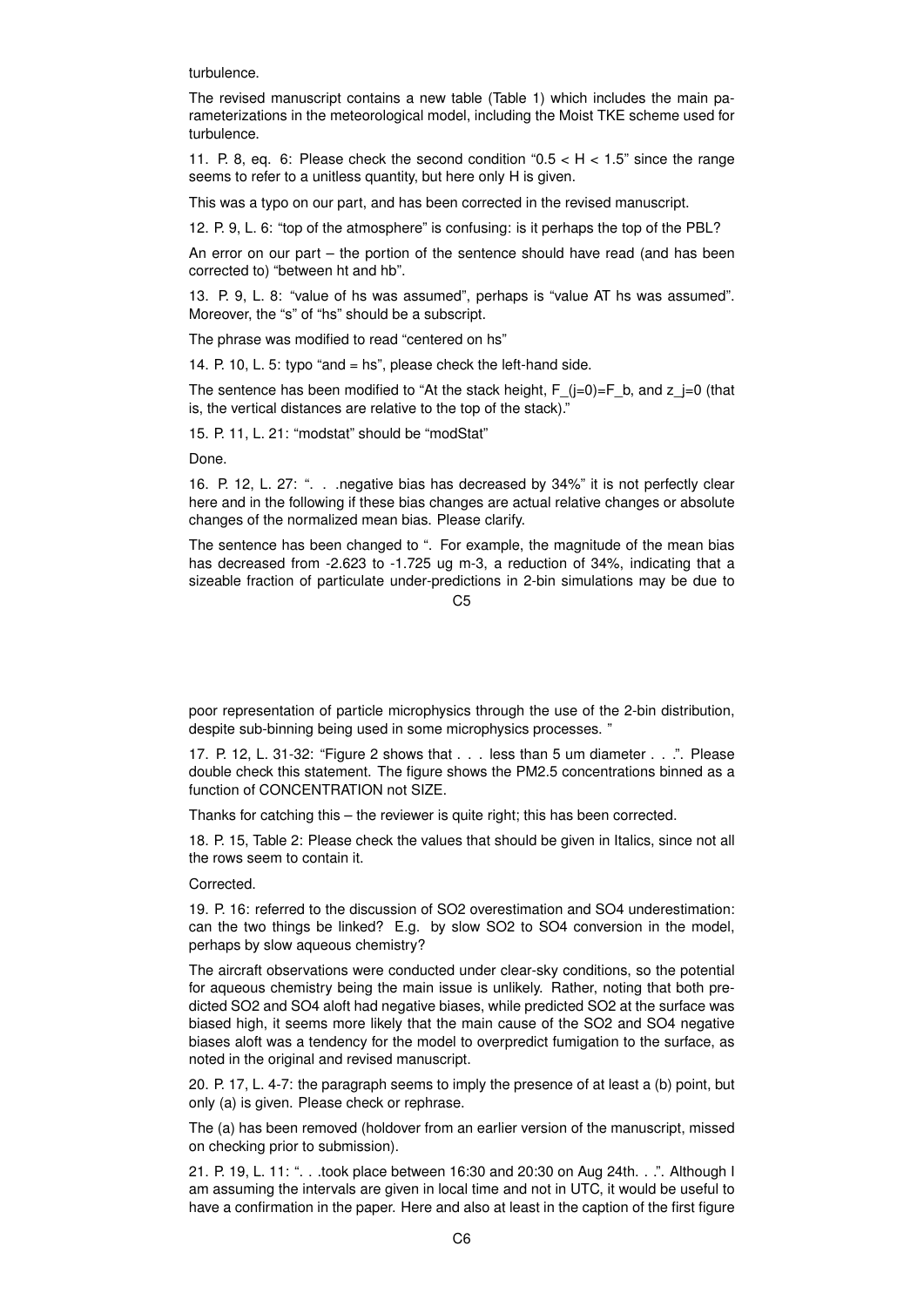turbulence.

The revised manuscript contains a new table (Table 1) which includes the main parameterizations in the meteorological model, including the Moist TKE scheme used for turbulence.

11. P. 8, eq. 6: Please check the second condition "$0.5 < H < 1.5$" since the range seems to refer to a unitless quantity, but here only H is given.

This was a typo on our part, and has been corrected in the revised manuscript.

12. P. 9, L. 6: "top of the atmosphere" is confusing: is it perhaps the top of the PBL?

An error on our part – the portion of the sentence should have read (and has been corrected to) "between ht and hb".

13. P. 9, L. 8: "value of hs was assumed", perhaps is "value AT hs was assumed". Moreover, the "s" of "hs" should be a subscript.

The phrase was modified to read "centered on hs"

14. P. 10, L. 5: typo "and = hs", please check the left-hand side.

The sentence has been modified to "At the stack height, F_(j=0)=F_b, and z_j=0 (that is, the vertical distances are relative to the top of the stack)."

15. P. 11, L. 21: "modstat" should be "modStat"

Done.

16. P. 12, L. 27: ". . .negative bias has decreased by 34%" it is not perfectly clear here and in the following if these bias changes are actual relative changes or absolute changes of the normalized mean bias. Please clarify.

The sentence has been changed to ". For example, the magnitude of the mean bias has decreased from -2.623 to -1.725 ug m-3, a reduction of 34%, indicating that a sizeable fraction of particulate under-predictions in 2-bin simulations may be due to poor representation of particle microphysics through the use of the 2-bin distribution, despite sub-binning being used in some microphysics processes. "

17. P. 12, L. 31-32: "Figure 2 shows that . . . less than 5 um diameter . . .". Please double check this statement. The figure shows the PM2.5 concentrations binned as a function of CONCENTRATION not SIZE.

Thanks for catching this – the reviewer is quite right; this has been corrected.

18. P. 15, Table 2: Please check the values that should be given in Italics, since not all the rows seem to contain it.

Corrected.

19. P. 16: referred to the discussion of $SO_2$ overestimation and $SO_4$ underestimation: can the two things be linked? E.g. by slow $SO_2$ to $SO_4$ conversion in the model, perhaps by slow aqueous chemistry?

The aircraft observations were conducted under clear-sky conditions, so the potential for aqueous chemistry being the main issue is unlikely. Rather, noting that both predicted $SO_2$ and $SO_4$ aloft had negative biases, while predicted $SO_2$ at the surface was biased high, it seems more likely that the main cause of the $SO_2$ and $SO_4$ negative biases aloft was a tendency for the model to overpredict fumigation to the surface, as noted in the original and revised manuscript.

20. P. 17, L. 4-7: the paragraph seems to imply the presence of at least a (b) point, but only (a) is given. Please check or rephrase.

The (a) has been removed (holdover from an earlier version of the manuscript, missed on checking prior to submission).

21. P. 19, L. 11: ". . .took place between 16:30 and 20:30 on Aug 24th. . .". Although I am assuming the intervals are given in local time and not in UTC, it would be useful to have a confirmation in the paper. Here and also at least in the caption of the first figure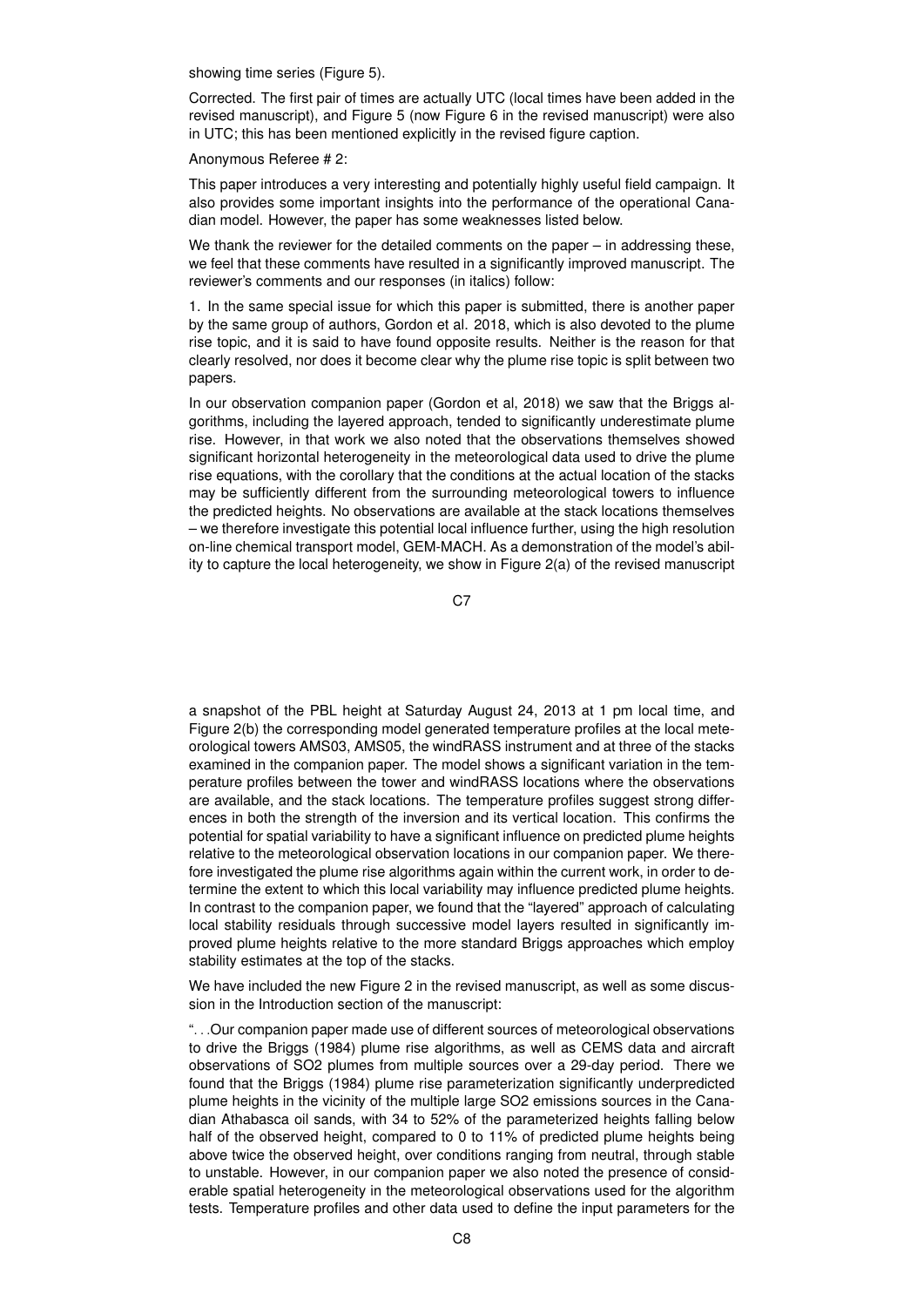showing time series (Figure 5).

Corrected. The first pair of times are actually UTC (local times have been added in the revised manuscript), and Figure 5 (now Figure 6 in the revised manuscript) were also in UTC; this has been mentioned explicitly in the revised figure caption.

Anonymous Referee # 2:

This paper introduces a very interesting and potentially highly useful field campaign. It also provides some important insights into the performance of the operational Canadian model. However, the paper has some weaknesses listed below.

We thank the reviewer for the detailed comments on the paper – in addressing these, we feel that these comments have resulted in a significantly improved manuscript. The reviewer's comments and our responses (in italics) follow:

1. In the same special issue for which this paper is submitted, there is another paper by the same group of authors, Gordon et al. 2018, which is also devoted to the plume rise topic, and it is said to have found opposite results. Neither is the reason for that clearly resolved, nor does it become clear why the plume rise topic is split between two papers.

In our observation companion paper (Gordon et al, 2018) we saw that the Briggs algorithms, including the layered approach, tended to significantly underestimate plume rise. However, in that work we also noted that the observations themselves showed significant horizontal heterogeneity in the meteorological data used to drive the plume rise equations, with the corollary that the conditions at the actual location of the stacks may be sufficiently different from the surrounding meteorological towers to influence the predicted heights. No observations are available at the stack locations themselves – we therefore investigate this potential local influence further, using the high resolution on-line chemical transport model, GEM-MACH. As a demonstration of the model's ability to capture the local heterogeneity, we show in Figure 2(a) of the revised manuscript a snapshot of the PBL height at Saturday August 24, 2013 at 1 pm local time, and Figure 2(b) the corresponding model generated temperature profiles at the local meteorological towers AMS03, AMS05, the windRASS instrument and at three of the stacks examined in the companion paper. The model shows a significant variation in the temperature profiles between the tower and windRASS locations where the observations are available, and the stack locations. The temperature profiles suggest strong differences in both the strength of the inversion and its vertical location. This confirms the potential for spatial variability to have a significant influence on predicted plume heights relative to the meteorological observation locations in our companion paper. We therefore investigated the plume rise algorithms again within the current work, in order to determine the extent to which this local variability may influence predicted plume heights. In contrast to the companion paper, we found that the "layered" approach of calculating local stability residuals through successive model layers resulted in significantly improved plume heights relative to the more standard Briggs approaches which employ stability estimates at the top of the stacks.

We have included the new Figure 2 in the revised manuscript, as well as some discussion in the Introduction section of the manuscript:

"...Our companion paper made use of different sources of meteorological observations to drive the Briggs (1984) plume rise algorithms, as well as CEMS data and aircraft observations of $SO_2$ plumes from multiple sources over a 29-day period. There we found that the Briggs (1984) plume rise parameterization significantly underpredicted plume heights in the vicinity of the multiple large $SO_2$ emissions sources in the Canadian Athabasca oil sands, with 34 to 52% of the parameterized heights falling below half of the observed height, compared to 0 to 11% of predicted plume heights being above twice the observed height, over conditions ranging from neutral, through stable to unstable. However, in our companion paper we also noted the presence of considerable spatial heterogeneity in the meteorological observations used for the algorithm tests. Temperature profiles and other data used to define the input parameters for the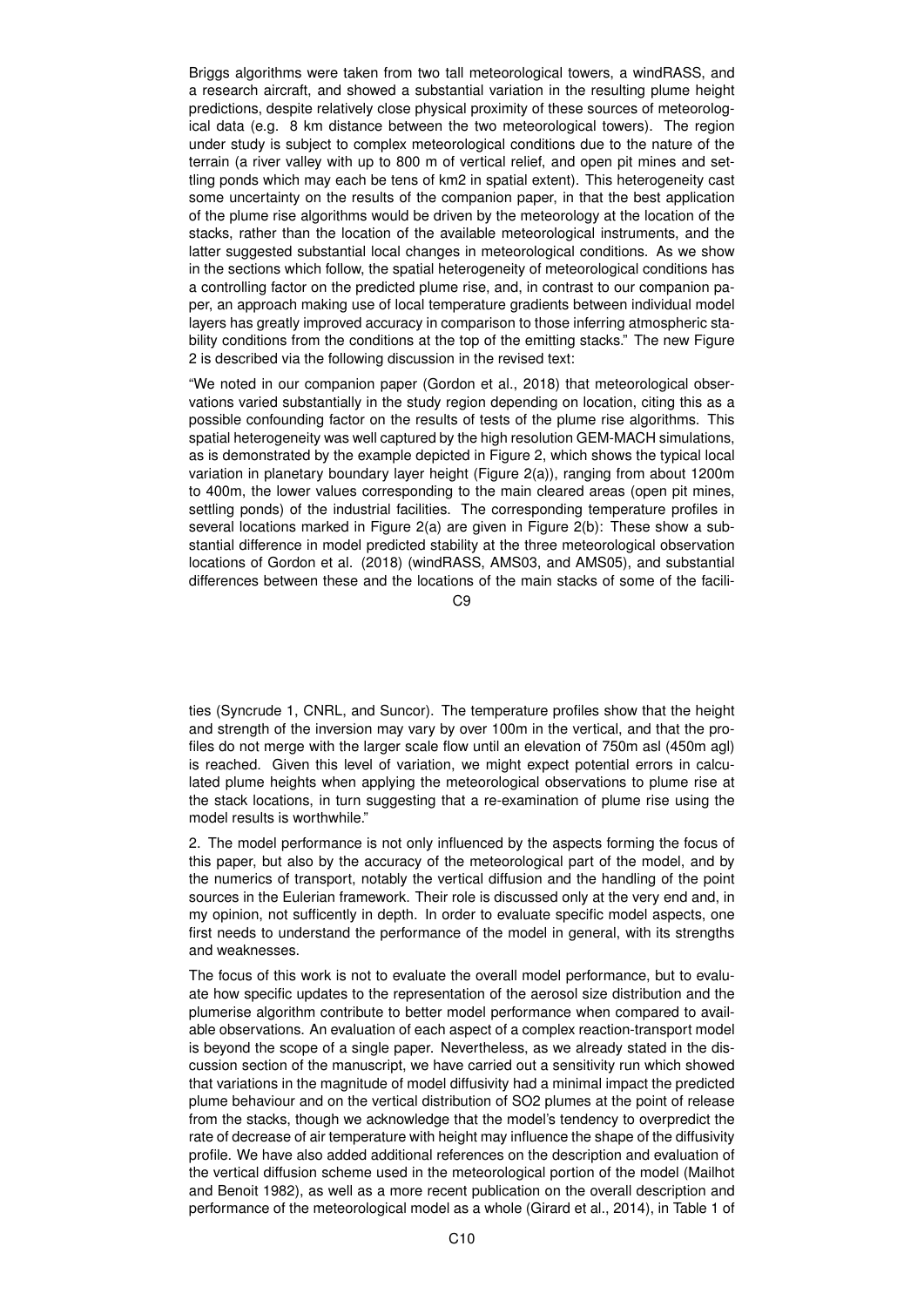Briggs algorithms were taken from two tall meteorological towers, a windRASS, and a research aircraft, and showed a substantial variation in the resulting plume height predictions, despite relatively close physical proximity of these sources of meteorological data (e.g. 8 km distance between the two meteorological towers). The region under study is subject to complex meteorological conditions due to the nature of the terrain (a river valley with up to 800 m of vertical relief, and open pit mines and settling ponds which may each be tens of km2 in spatial extent). This heterogeneity cast some uncertainty on the results of the companion paper, in that the best application of the plume rise algorithms would be driven by the meteorology at the location of the stacks, rather than the location of the available meteorological instruments, and the latter suggested substantial local changes in meteorological conditions. As we show in the sections which follow, the spatial heterogeneity of meteorological conditions has a controlling factor on the predicted plume rise, and, in contrast to our companion paper, an approach making use of local temperature gradients between individual model layers has greatly improved accuracy in comparison to those inferring atmospheric stability conditions from the conditions at the top of the emitting stacks." The new Figure 2 is described via the following discussion in the revised text:

"We noted in our companion paper (Gordon et al., 2018) that meteorological observations varied substantially in the study region depending on location, citing this as a possible confounding factor on the results of tests of the plume rise algorithms. This spatial heterogeneity was well captured by the high resolution GEM-MACH simulations, as is demonstrated by the example depicted in Figure 2, which shows the typical local variation in planetary boundary layer height (Figure 2(a)), ranging from about 1200m to 400m, the lower values corresponding to the main cleared areas (open pit mines, settling ponds) of the industrial facilities. The corresponding temperature profiles in several locations marked in Figure 2(a) are given in Figure 2(b): These show a substantial difference in model predicted stability at the three meteorological observation locations of Gordon et al. (2018) (windRASS, AMS03, and AMS05), and substantial differences between these and the locations of the main stacks of some of the facilities (Syncrude 1, CNRL, and Suncor). The temperature profiles show that the height and strength of the inversion may vary by over 100m in the vertical, and that the profiles do not merge with the larger scale flow until an elevation of 750m asl (450m agl) is reached. Given this level of variation, we might expect potential errors in calculated plume heights when applying the meteorological observations to plume rise at the stack locations, in turn suggesting that a re-examination of plume rise using the model results is worthwhile."

2. The model performance is not only influenced by the aspects forming the focus of this paper, but also by the accuracy of the meteorological part of the model, and by the numerics of transport, notably the vertical diffusion and the handling of the point sources in the Eulerian framework. Their role is discussed only at the very end and, in my opinion, not sufficently in depth. In order to evaluate specific model aspects, one first needs to understand the performance of the model in general, with its strengths and weaknesses.

The focus of this work is not to evaluate the overall model performance, but to evaluate how specific updates to the representation of the aerosol size distribution and the plumerise algorithm contribute to better model performance when compared to available observations. An evaluation of each aspect of a complex reaction-transport model is beyond the scope of a single paper. Nevertheless, as we already stated in the discussion section of the manuscript, we have carried out a sensitivity run which showed that variations in the magnitude of model diffusivity had a minimal impact the predicted plume behaviour and on the vertical distribution of $SO_2$ plumes at the point of release from the stacks, though we acknowledge that the model's tendency to overpredict the rate of decrease of air temperature with height may influence the shape of the diffusivity profile. We have also added additional references on the description and evaluation of the vertical diffusion scheme used in the meteorological portion of the model (Mailhot and Benoit 1982), as well as a more recent publication on the overall description and performance of the meteorological model as a whole (Girard et al., 2014), in Table 1 of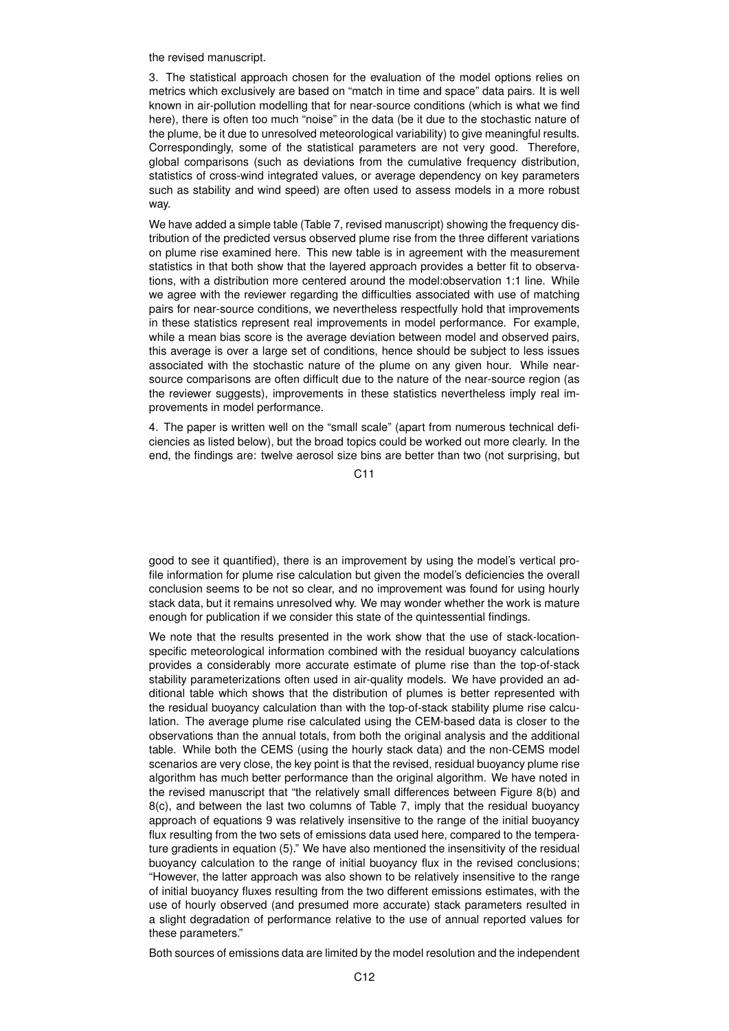the revised manuscript.

3. The statistical approach chosen for the evaluation of the model options relies on metrics which exclusively are based on "match in time and space" data pairs. It is well known in air-pollution modelling that for near-source conditions (which is what we find here), there is often too much "noise" in the data (be it due to the stochastic nature of the plume, be it due to unresolved meteorological variability) to give meaningful results. Correspondingly, some of the statistical parameters are not very good. Therefore, global comparisons (such as deviations from the cumulative frequency distribution, statistics of cross-wind integrated values, or average dependency on key parameters such as stability and wind speed) are often used to assess models in a more robust way.

We have added a simple table (Table 7, revised manuscript) showing the frequency distribution of the predicted versus observed plume rise from the three different variations on plume rise examined here. This new table is in agreement with the measurement statistics in that both show that the layered approach provides a better fit to observations, with a distribution more centered around the model:observation 1:1 line. While we agree with the reviewer regarding the difficulties associated with use of matching pairs for near-source conditions, we nevertheless respectfully hold that improvements in these statistics represent real improvements in model performance. For example, while a mean bias score is the average deviation between model and observed pairs, this average is over a large set of conditions, hence should be subject to less issues associated with the stochastic nature of the plume on any given hour. While near-source comparisons are often difficult due to the nature of the near-source region (as the reviewer suggests), improvements in these statistics nevertheless imply real improvements in model performance.

4. The paper is written well on the "small scale" (apart from numerous technical deficiencies as listed below), but the broad topics could be worked out more clearly. In the end, the findings are: twelve aerosol size bins are better than two (not surprising, but good to see it quantified), there is an improvement by using the model's vertical profile information for plume rise calculation but given the model's deficiencies the overall conclusion seems to be not so clear, and no improvement was found for using hourly stack data, but it remains unresolved why. We may wonder whether the work is mature enough for publication if we consider this state of the quintessential findings.

We note that the results presented in the work show that the use of stack-location-specific meteorological information combined with the residual buoyancy calculations provides a considerably more accurate estimate of plume rise than the top-of-stack stability parameterizations often used in air-quality models. We have provided an additional table which shows that the distribution of plumes is better represented with the residual buoyancy calculation than with the top-of-stack stability plume rise calculation. The average plume rise calculated using the CEM-based data is closer to the observations than the annual totals, from both the original analysis and the additional table. While both the CEMS (using the hourly stack data) and the non-CEMS model scenarios are very close, the key point is that the revised, residual buoyancy plume rise algorithm has much better performance than the original algorithm. We have noted in the revised manuscript that "the relatively small differences between Figure 8(b) and 8(c), and between the last two columns of Table 7, imply that the residual buoyancy approach of equations 9 was relatively insensitive to the range of the initial buoyancy flux resulting from the two sets of emissions data used here, compared to the temperature gradients in equation (5)." We have also mentioned the insensitivity of the residual buoyancy calculation to the range of initial buoyancy flux in the revised conclusions; "However, the latter approach was also shown to be relatively insensitive to the range of initial buoyancy fluxes resulting from the two different emissions estimates, with the use of hourly observed (and presumed more accurate) stack parameters resulted in a slight degradation of performance relative to the use of annual reported values for these parameters."

Both sources of emissions data are limited by the model resolution and the independent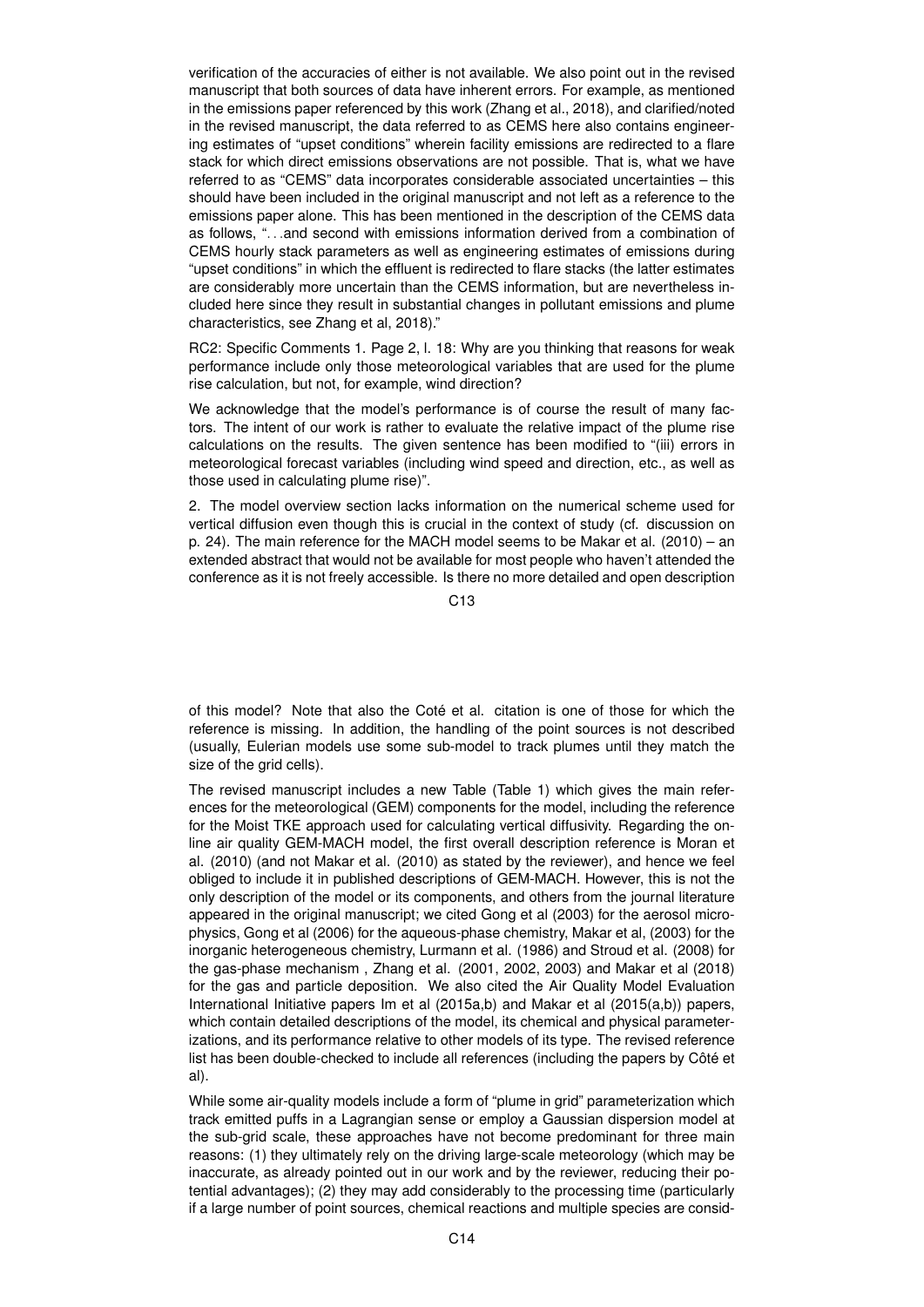verification of the accuracies of either is not available. We also point out in the revised manuscript that both sources of data have inherent errors. For example, as mentioned in the emissions paper referenced by this work (Zhang et al., 2018), and clarified/noted in the revised manuscript, the data referred to as CEMS here also contains engineering estimates of "upset conditions" wherein facility emissions are redirected to a flare stack for which direct emissions observations are not possible. That is, what we have referred to as "CEMS" data incorporates considerable associated uncertainties – this should have been included in the original manuscript and not left as a reference to the emissions paper alone. This has been mentioned in the description of the CEMS data as follows, "...and second with emissions information derived from a combination of CEMS hourly stack parameters as well as engineering estimates of emissions during "upset conditions" in which the effluent is redirected to flare stacks (the latter estimates are considerably more uncertain than the CEMS information, but are nevertheless included here since they result in substantial changes in pollutant emissions and plume characteristics, see Zhang et al, 2018)."

RC2: Specific Comments 1. Page 2, l. 18: Why are you thinking that reasons for weak performance include only those meteorological variables that are used for the plume rise calculation, but not, for example, wind direction?

We acknowledge that the model's performance is of course the result of many factors. The intent of our work is rather to evaluate the relative impact of the plume rise calculations on the results. The given sentence has been modified to "(iii) errors in meteorological forecast variables (including wind speed and direction, etc., as well as those used in calculating plume rise)".

2. The model overview section lacks information on the numerical scheme used for vertical diffusion even though this is crucial in the context of study (cf. discussion on p. 24). The main reference for the MACH model seems to be Makar et al. (2010) – an extended abstract that would not be available for most people who haven't attended the conference as it is not freely accessible. Is there no more detailed and open description of this model? Note that also the Coté et al. citation is one of those for which the reference is missing. In addition, the handling of the point sources is not described (usually, Eulerian models use some sub-model to track plumes until they match the size of the grid cells).

The revised manuscript includes a new Table (Table 1) which gives the main references for the meteorological (GEM) components for the model, including the reference for the Moist TKE approach used for calculating vertical diffusivity. Regarding the online air quality GEM-MACH model, the first overall description reference is Moran et al. (2010) (and not Makar et al. (2010) as stated by the reviewer), and hence we feel obliged to include it in published descriptions of GEM-MACH. However, this is not the only description of the model or its components, and others from the journal literature appeared in the original manuscript; we cited Gong et al (2003) for the aerosol microphysics, Gong et al (2006) for the aqueous-phase chemistry, Makar et al, (2003) for the inorganic heterogeneous chemistry, Lurmann et al. (1986) and Stroud et al. (2008) for the gas-phase mechanism , Zhang et al. (2001, 2002, 2003) and Makar et al (2018) for the gas and particle deposition. We also cited the Air Quality Model Evaluation International Initiative papers Im et al (2015a,b) and Makar et al (2015(a,b)) papers, which contain detailed descriptions of the model, its chemical and physical parameterizations, and its performance relative to other models of its type. The revised reference list has been double-checked to include all references (including the papers by Côté et al).

While some air-quality models include a form of "plume in grid" parameterization which track emitted puffs in a Lagrangian sense or employ a Gaussian dispersion model at the sub-grid scale, these approaches have not become predominant for three main reasons: (1) they ultimately rely on the driving large-scale meteorology (which may be inaccurate, as already pointed out in our work and by the reviewer, reducing their potential advantages); (2) they may add considerably to the processing time (particularly if a large number of point sources, chemical reactions and multiple species are consid-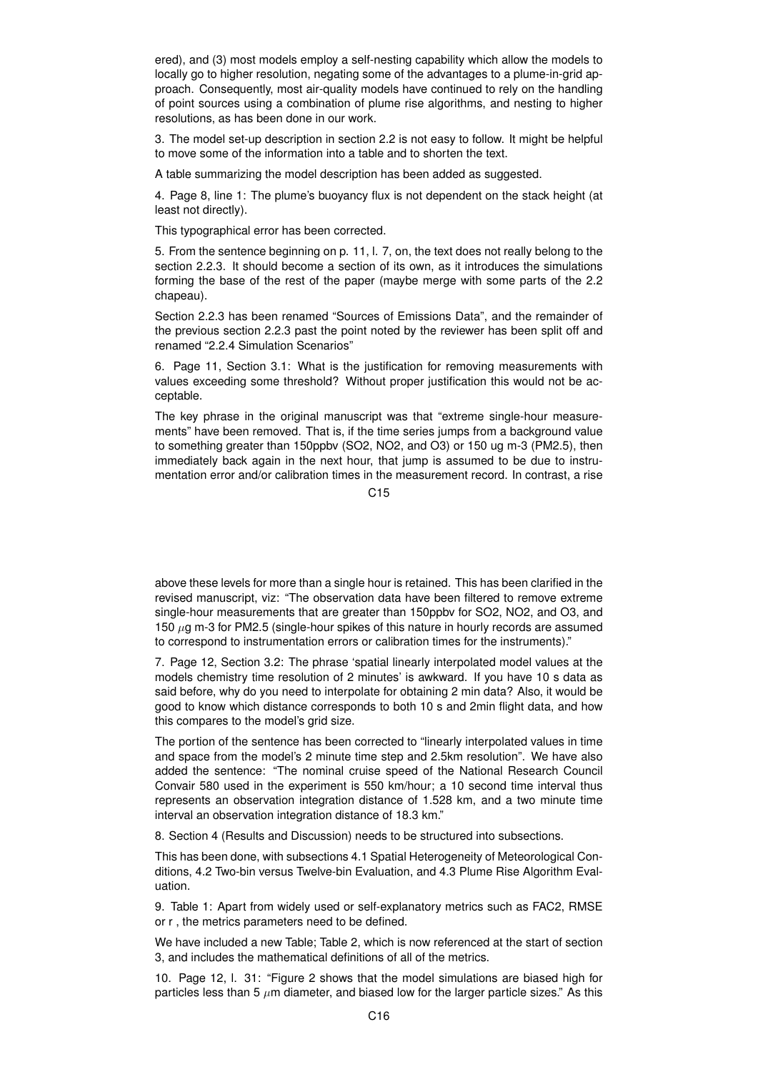ered), and (3) most models employ a self-nesting capability which allow the models to locally go to higher resolution, negating some of the advantages to a plume-in-grid approach. Consequently, most air-quality models have continued to rely on the handling of point sources using a combination of plume rise algorithms, and nesting to higher resolutions, as has been done in our work.

3. The model set-up description in section 2.2 is not easy to follow. It might be helpful to move some of the information into a table and to shorten the text.

A table summarizing the model description has been added as suggested.

4. Page 8, line 1: The plume's buoyancy flux is not dependent on the stack height (at least not directly).

This typographical error has been corrected.

5. From the sentence beginning on p. 11, l. 7, on, the text does not really belong to the section 2.2.3. It should become a section of its own, as it introduces the simulations forming the base of the rest of the paper (maybe merge with some parts of the 2.2 chapeau).

Section 2.2.3 has been renamed "Sources of Emissions Data", and the remainder of the previous section 2.2.3 past the point noted by the reviewer has been split off and renamed "2.2.4 Simulation Scenarios"

6. Page 11, Section 3.1: What is the justification for removing measurements with values exceeding some threshold? Without proper justification this would not be acceptable.

The key phrase in the original manuscript was that "extreme single-hour measurements" have been removed. That is, if the time series jumps from a background value to something greater than 150ppbv ($SO_2$, $NO_2$, and $O_3$) or 150 ug m-3 ($PM_{2.5}$), then immediately back again in the next hour, that jump is assumed to be due to instrumentation error and/or calibration times in the measurement record. In contrast, a rise above these levels for more than a single hour is retained. This has been clarified in the revised manuscript, viz: "The observation data have been filtered to remove extreme single-hour measurements that are greater than 150ppbv for $SO_2$, $NO_2$, and $O_3$, and 150 $\mu$g m-3 for $PM_{2.5}$ (single-hour spikes of this nature in hourly records are assumed to correspond to instrumentation errors or calibration times for the instruments)."

7. Page 12, Section 3.2: The phrase 'spatial linearly interpolated model values at the models chemistry time resolution of 2 minutes' is awkward. If you have 10 s data as said before, why do you need to interpolate for obtaining 2 min data? Also, it would be good to know which distance corresponds to both 10 s and 2min flight data, and how this compares to the model's grid size.

The portion of the sentence has been corrected to "linearly interpolated values in time and space from the model's 2 minute time step and 2.5km resolution". We have also added the sentence: "The nominal cruise speed of the National Research Council Convair 580 used in the experiment is 550 km/hour; a 10 second time interval thus represents an observation integration distance of 1.528 km, and a two minute time interval an observation integration distance of 18.3 km."

8. Section 4 (Results and Discussion) needs to be structured into subsections.

This has been done, with subsections 4.1 Spatial Heterogeneity of Meteorological Conditions, 4.2 Two-bin versus Twelve-bin Evaluation, and 4.3 Plume Rise Algorithm Evaluation.

9. Table 1: Apart from widely used or self-explanatory metrics such as FAC2, RMSE or r , the metrics parameters need to be defined.

We have included a new Table; Table 2, which is now referenced at the start of section 3, and includes the mathematical definitions of all of the metrics.

10. Page 12, l. 31: "Figure 2 shows that the model simulations are biased high for particles less than 5 $\mu$m diameter, and biased low for the larger particle sizes." As this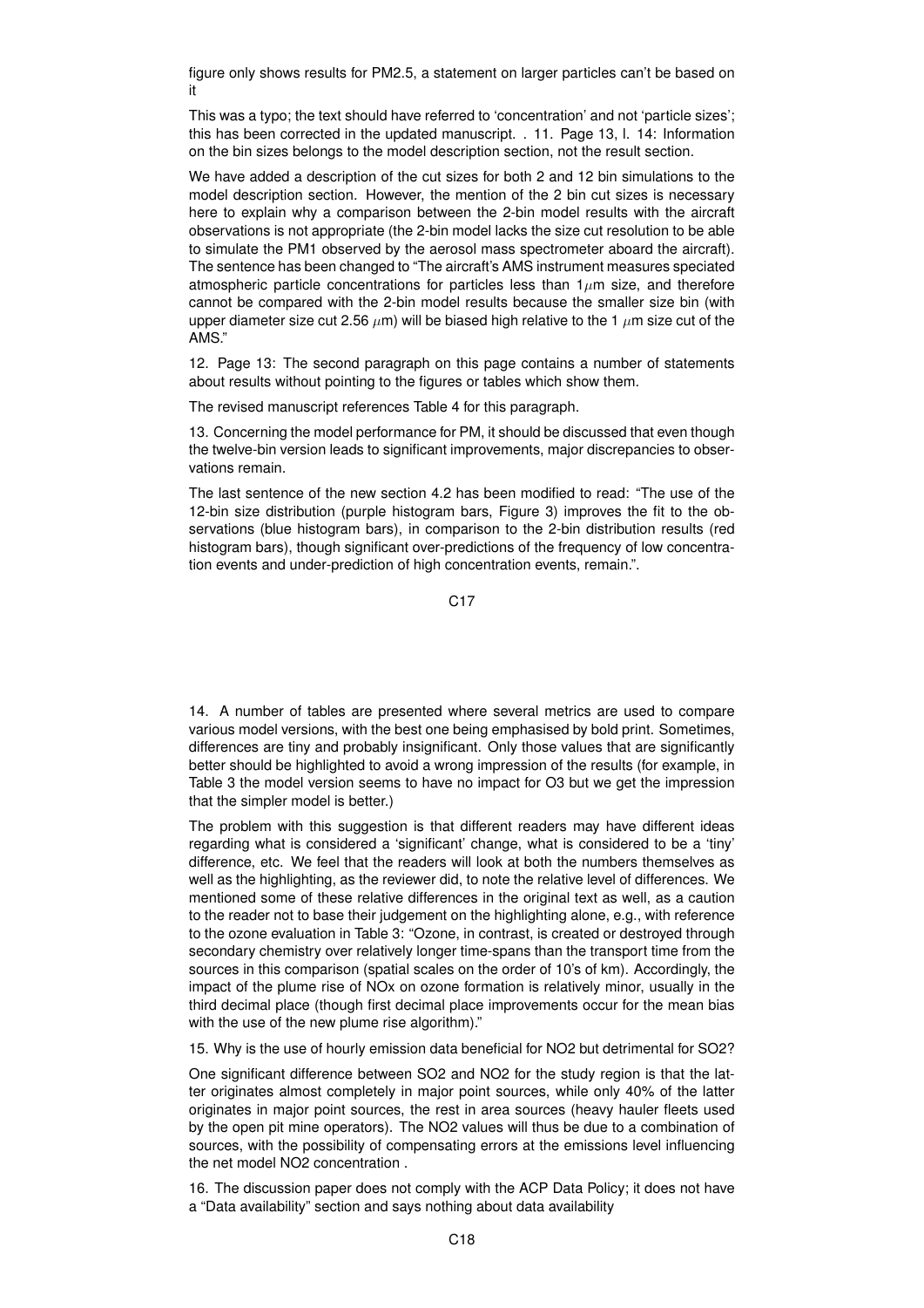figure only shows results for PM2.5, a statement on larger particles can't be based on it

This was a typo; the text should have referred to 'concentration' and not 'particle sizes'; this has been corrected in the updated manuscript. . 11. Page 13, l. 14: Information on the bin sizes belongs to the model description section, not the result section.

We have added a description of the cut sizes for both 2 and 12 bin simulations to the model description section. However, the mention of the 2 bin cut sizes is necessary here to explain why a comparison between the 2-bin model results with the aircraft observations is not appropriate (the 2-bin model lacks the size cut resolution to be able to simulate the PM1 observed by the aerosol mass spectrometer aboard the aircraft). The sentence has been changed to "The aircraft's AMS instrument measures speciated atmospheric particle concentrations for particles less than 1$\mu$m size, and therefore cannot be compared with the 2-bin model results because the smaller size bin (with upper diameter size cut 2.56 $\mu$m) will be biased high relative to the 1 $\mu$m size cut of the AMS."

12. Page 13: The second paragraph on this page contains a number of statements about results without pointing to the figures or tables which show them.

The revised manuscript references Table 4 for this paragraph.

13. Concerning the model performance for PM, it should be discussed that even though the twelve-bin version leads to significant improvements, major discrepancies to observations remain.

The last sentence of the new section 4.2 has been modified to read: "The use of the 12-bin size distribution (purple histogram bars, Figure 3) improves the fit to the observations (blue histogram bars), in comparison to the 2-bin distribution results (red histogram bars), though significant over-predictions of the frequency of low concentration events and under-prediction of high concentration events, remain.".

14. A number of tables are presented where several metrics are used to compare various model versions, with the best one being emphasised by bold print. Sometimes, differences are tiny and probably insignificant. Only those values that are significantly better should be highlighted to avoid a wrong impression of the results (for example, in Table 3 the model version seems to have no impact for O3 but we get the impression that the simpler model is better.)

The problem with this suggestion is that different readers may have different ideas regarding what is considered a 'significant' change, what is considered to be a 'tiny' difference, etc. We feel that the readers will look at both the numbers themselves as well as the highlighting, as the reviewer did, to note the relative level of differences. We mentioned some of these relative differences in the original text as well, as a caution to the reader not to base their judgement on the highlighting alone, e.g., with reference to the ozone evaluation in Table 3: "Ozone, in contrast, is created or destroyed through secondary chemistry over relatively longer time-spans than the transport time from the sources in this comparison (spatial scales on the order of 10's of km). Accordingly, the impact of the plume rise of NOx on ozone formation is relatively minor, usually in the third decimal place (though first decimal place improvements occur for the mean bias with the use of the new plume rise algorithm)."

15. Why is the use of hourly emission data beneficial for NO2 but detrimental for SO2?

One significant difference between SO2 and NO2 for the study region is that the latter originates almost completely in major point sources, while only 40% of the latter originates in major point sources, the rest in area sources (heavy hauler fleets used by the open pit mine operators). The NO2 values will thus be due to a combination of sources, with the possibility of compensating errors at the emissions level influencing the net model NO2 concentration .

16. The discussion paper does not comply with the ACP Data Policy; it does not have a "Data availability" section and says nothing about data availability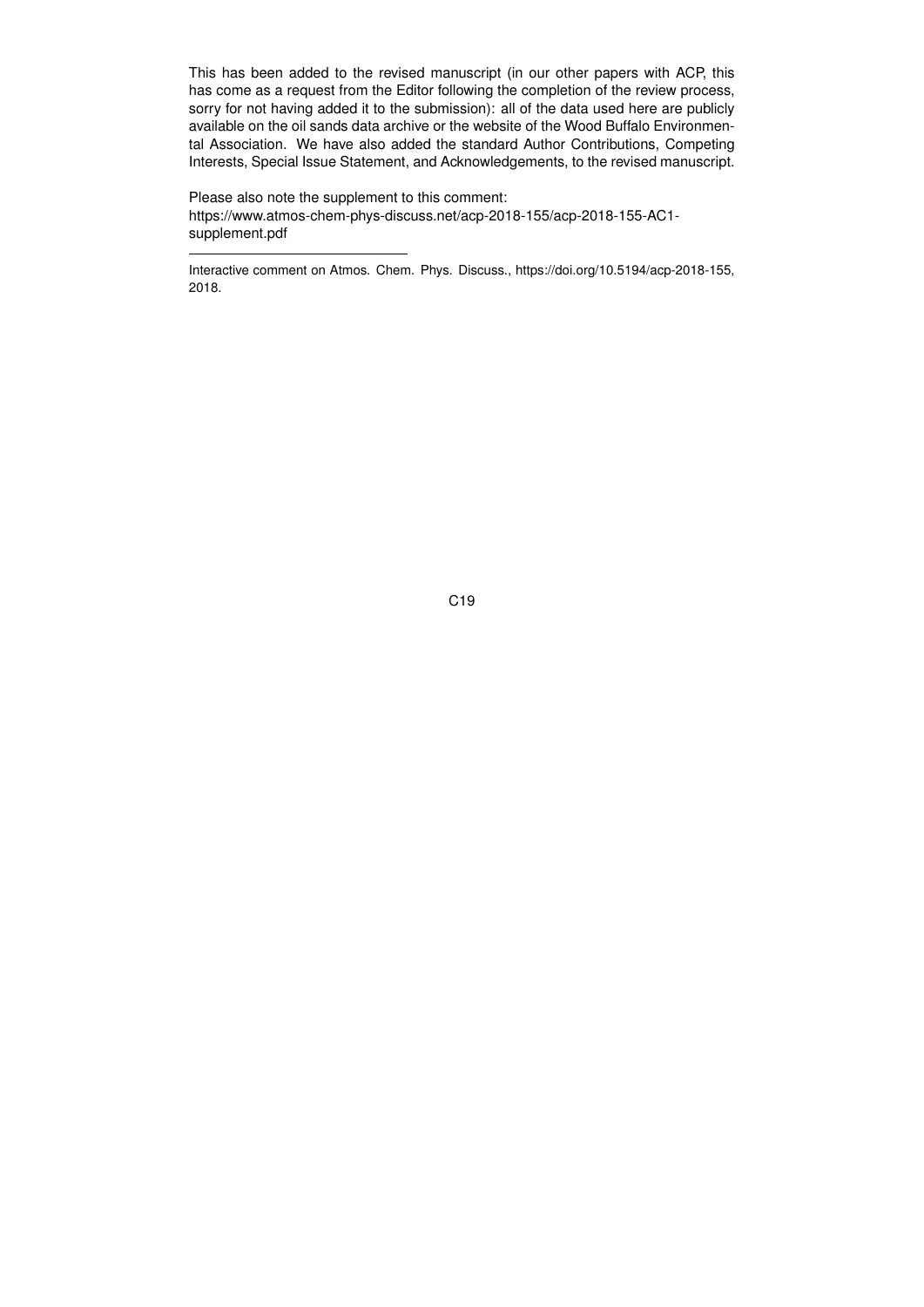This has been added to the revised manuscript (in our other papers with ACP, this has come as a request from the Editor following the completion of the review process, sorry for not having added it to the submission): all of the data used here are publicly available on the oil sands data archive or the website of the Wood Buffalo Environmental Association. We have also added the standard Author Contributions, Competing Interests, Special Issue Statement, and Acknowledgements, to the revised manuscript.

Please also note the supplement to this comment:
https://www.atmos-chem-phys-discuss.net/acp-2018-155/acp-2018-155-AC1-supplement.pdf

---

Interactive comment on Atmos. Chem. Phys. Discuss., https://doi.org/10.5194/acp-2018-155, 2018.